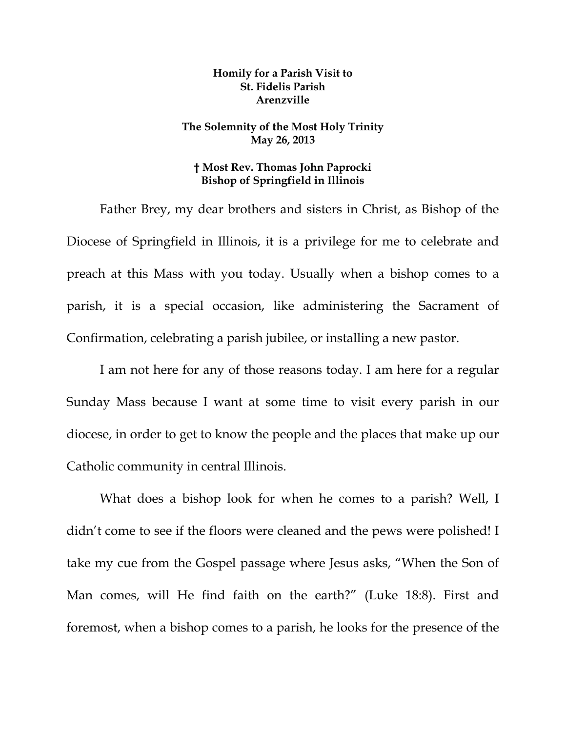**Homily for a Parish Visit to**
**St. Fidelis Parish**
**Arenzville**

**The Solemnity of the Most Holy Trinity**
**May 26, 2013**

**† Most Rev. Thomas John Paprocki**
**Bishop of Springfield in Illinois**

Father Brey, my dear brothers and sisters in Christ, as Bishop of the Diocese of Springfield in Illinois, it is a privilege for me to celebrate and preach at this Mass with you today. Usually when a bishop comes to a parish, it is a special occasion, like administering the Sacrament of Confirmation, celebrating a parish jubilee, or installing a new pastor.

I am not here for any of those reasons today. I am here for a regular Sunday Mass because I want at some time to visit every parish in our diocese, in order to get to know the people and the places that make up our Catholic community in central Illinois.

What does a bishop look for when he comes to a parish? Well, I didn't come to see if the floors were cleaned and the pews were polished! I take my cue from the Gospel passage where Jesus asks, "When the Son of Man comes, will He find faith on the earth?" (Luke 18:8). First and foremost, when a bishop comes to a parish, he looks for the presence of the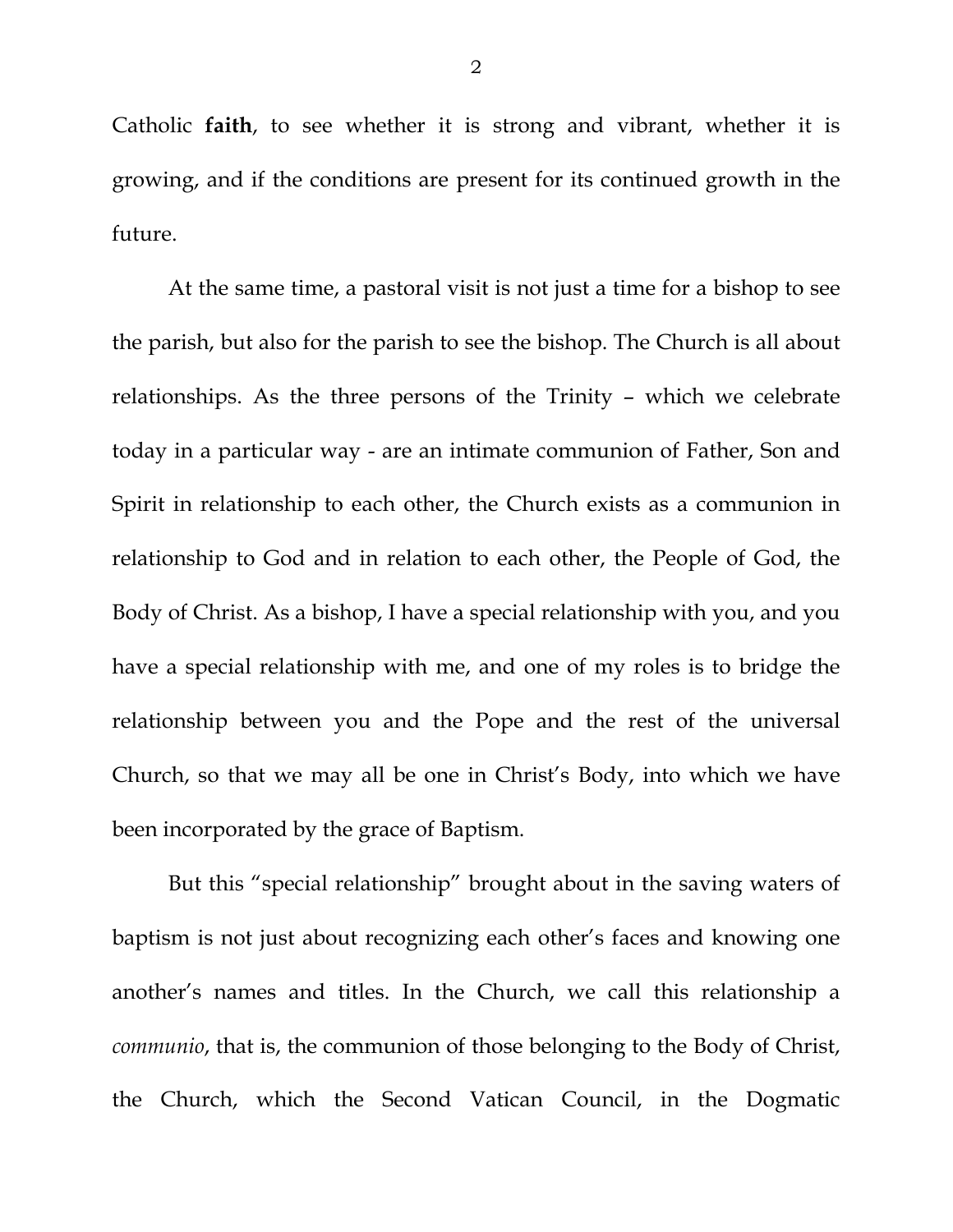Catholic **faith**, to see whether it is strong and vibrant, whether it is growing, and if the conditions are present for its continued growth in the future.

At the same time, a pastoral visit is not just a time for a bishop to see the parish, but also for the parish to see the bishop. The Church is all about relationships. As the three persons of the Trinity – which we celebrate today in a particular way - are an intimate communion of Father, Son and Spirit in relationship to each other, the Church exists as a communion in relationship to God and in relation to each other, the People of God, the Body of Christ. As a bishop, I have a special relationship with you, and you have a special relationship with me, and one of my roles is to bridge the relationship between you and the Pope and the rest of the universal Church, so that we may all be one in Christ's Body, into which we have been incorporated by the grace of Baptism.

But this "special relationship" brought about in the saving waters of baptism is not just about recognizing each other's faces and knowing one another's names and titles. In the Church, we call this relationship a *communio*, that is, the communion of those belonging to the Body of Christ, the Church, which the Second Vatican Council, in the Dogmatic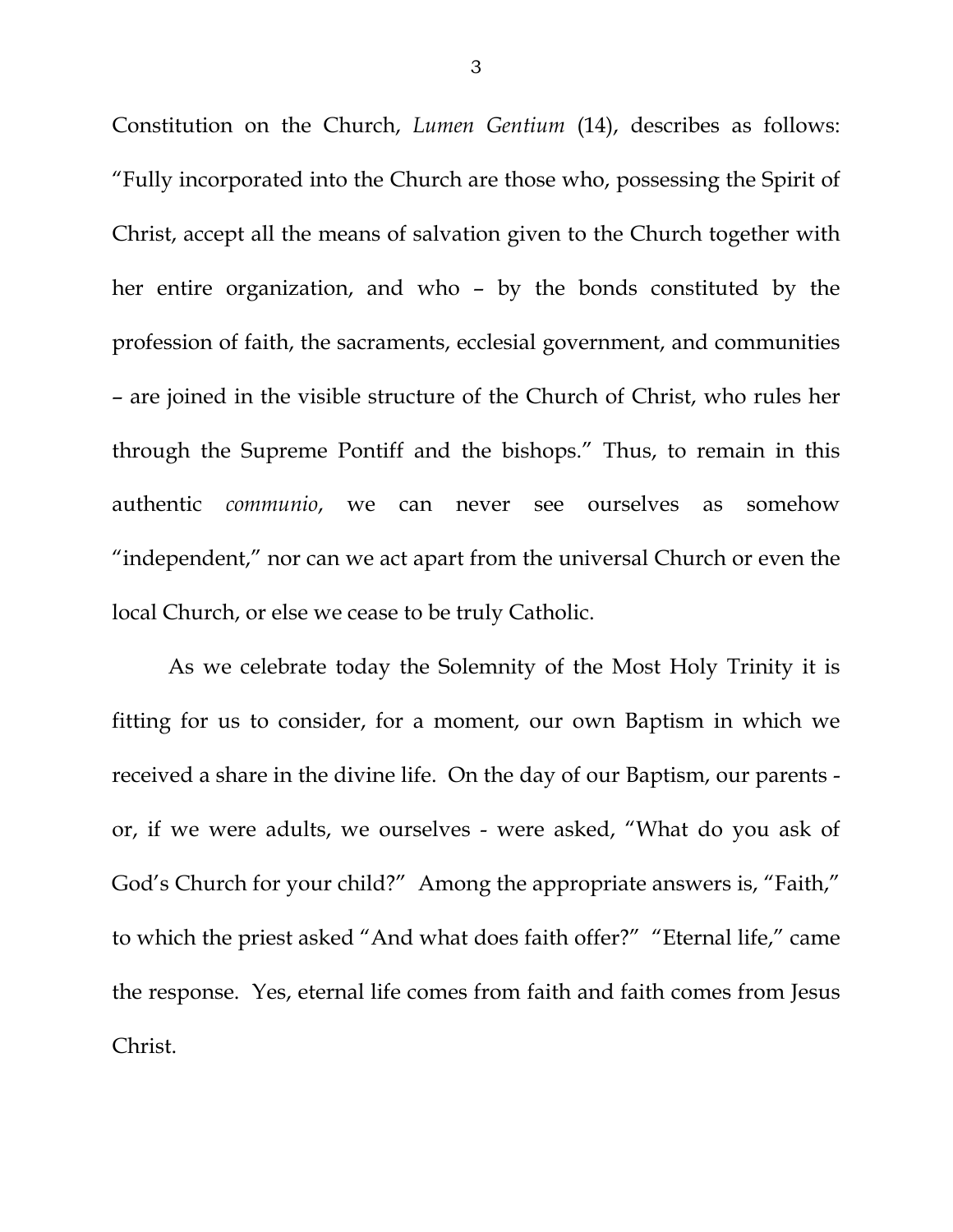Constitution on the Church, *Lumen Gentium* (14), describes as follows: "Fully incorporated into the Church are those who, possessing the Spirit of Christ, accept all the means of salvation given to the Church together with her entire organization, and who – by the bonds constituted by the profession of faith, the sacraments, ecclesial government, and communities – are joined in the visible structure of the Church of Christ, who rules her through the Supreme Pontiff and the bishops." Thus, to remain in this authentic *communio*, we can never see ourselves as somehow "independent," nor can we act apart from the universal Church or even the local Church, or else we cease to be truly Catholic.

As we celebrate today the Solemnity of the Most Holy Trinity it is fitting for us to consider, for a moment, our own Baptism in which we received a share in the divine life. On the day of our Baptism, our parents - or, if we were adults, we ourselves - were asked, "What do you ask of God's Church for your child?" Among the appropriate answers is, "Faith," to which the priest asked "And what does faith offer?" "Eternal life," came the response. Yes, eternal life comes from faith and faith comes from Jesus Christ.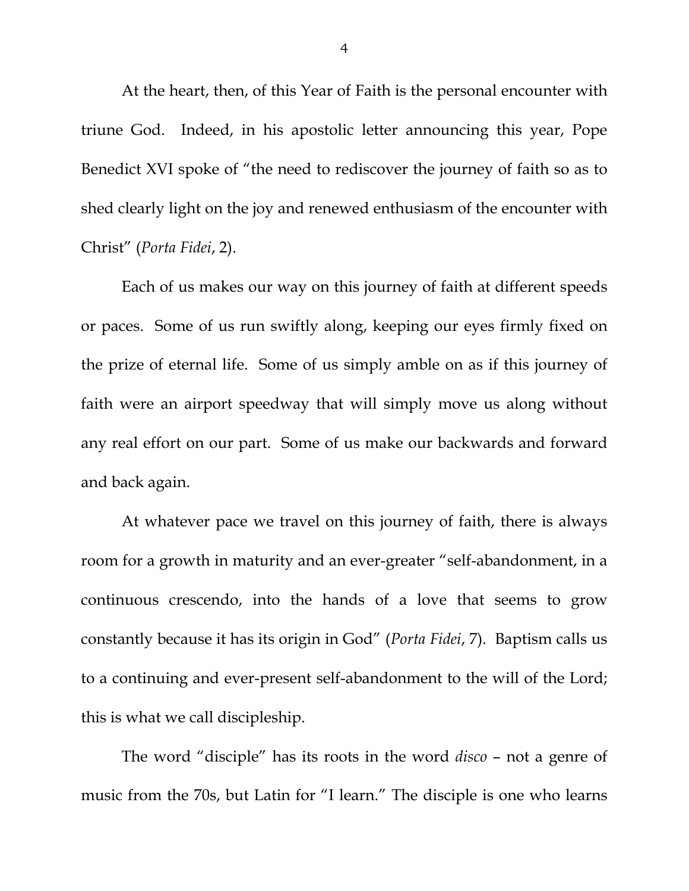At the heart, then, of this Year of Faith is the personal encounter with triune God. Indeed, in his apostolic letter announcing this year, Pope Benedict XVI spoke of "the need to rediscover the journey of faith so as to shed clearly light on the joy and renewed enthusiasm of the encounter with Christ" (*Porta Fidei*, 2).

Each of us makes our way on this journey of faith at different speeds or paces. Some of us run swiftly along, keeping our eyes firmly fixed on the prize of eternal life. Some of us simply amble on as if this journey of faith were an airport speedway that will simply move us along without any real effort on our part. Some of us make our backwards and forward and back again.

At whatever pace we travel on this journey of faith, there is always room for a growth in maturity and an ever-greater "self-abandonment, in a continuous crescendo, into the hands of a love that seems to grow constantly because it has its origin in God" (*Porta Fidei*, 7). Baptism calls us to a continuing and ever-present self-abandonment to the will of the Lord; this is what we call discipleship.

The word "disciple" has its roots in the word *disco* – not a genre of music from the 70s, but Latin for "I learn." The disciple is one who learns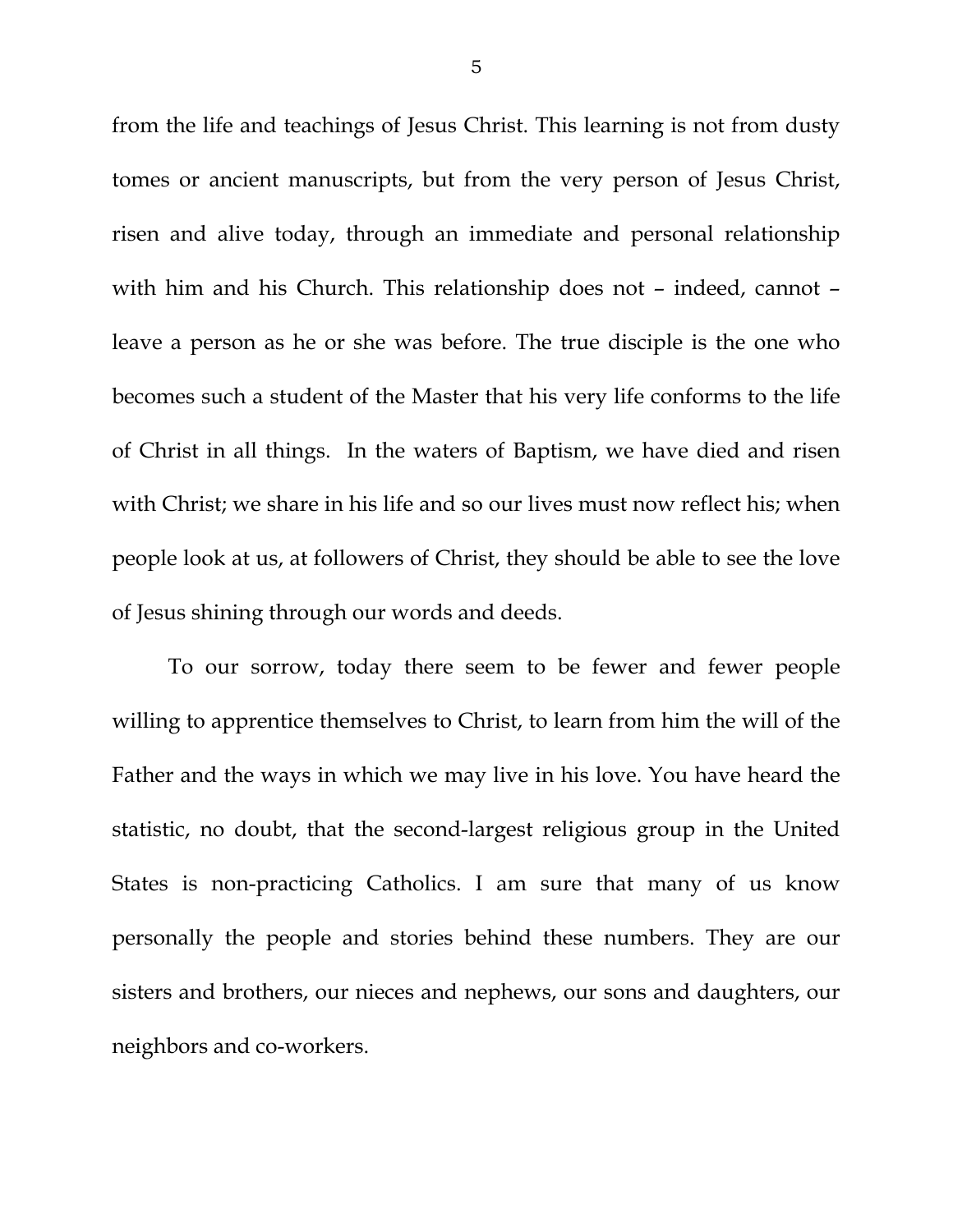from the life and teachings of Jesus Christ. This learning is not from dusty tomes or ancient manuscripts, but from the very person of Jesus Christ, risen and alive today, through an immediate and personal relationship with him and his Church. This relationship does not – indeed, cannot – leave a person as he or she was before. The true disciple is the one who becomes such a student of the Master that his very life conforms to the life of Christ in all things. In the waters of Baptism, we have died and risen with Christ; we share in his life and so our lives must now reflect his; when people look at us, at followers of Christ, they should be able to see the love of Jesus shining through our words and deeds.

To our sorrow, today there seem to be fewer and fewer people willing to apprentice themselves to Christ, to learn from him the will of the Father and the ways in which we may live in his love. You have heard the statistic, no doubt, that the second-largest religious group in the United States is non-practicing Catholics. I am sure that many of us know personally the people and stories behind these numbers. They are our sisters and brothers, our nieces and nephews, our sons and daughters, our neighbors and co-workers.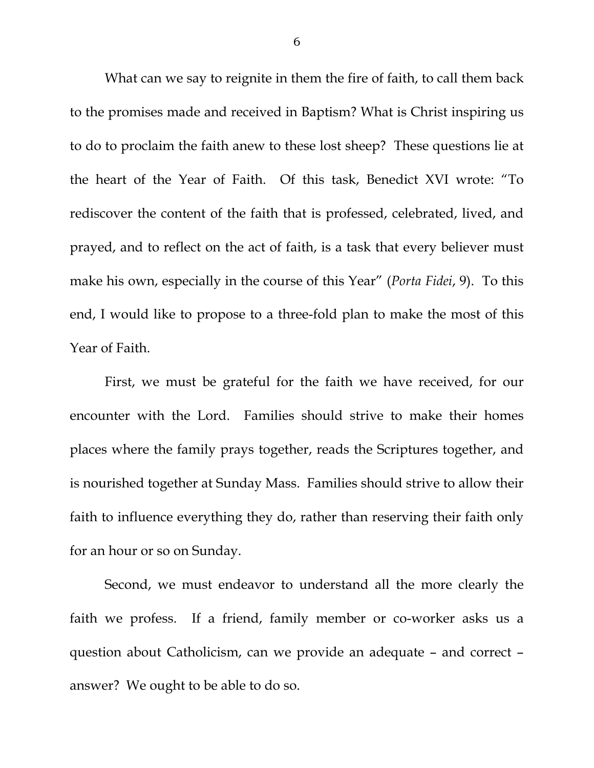What can we say to reignite in them the fire of faith, to call them back to the promises made and received in Baptism? What is Christ inspiring us to do to proclaim the faith anew to these lost sheep? These questions lie at the heart of the Year of Faith. Of this task, Benedict XVI wrote: "To rediscover the content of the faith that is professed, celebrated, lived, and prayed, and to reflect on the act of faith, is a task that every believer must make his own, especially in the course of this Year" (*Porta Fidei*, 9). To this end, I would like to propose to a three-fold plan to make the most of this Year of Faith.

First, we must be grateful for the faith we have received, for our encounter with the Lord. Families should strive to make their homes places where the family prays together, reads the Scriptures together, and is nourished together at Sunday Mass. Families should strive to allow their faith to influence everything they do, rather than reserving their faith only for an hour or so on Sunday.

Second, we must endeavor to understand all the more clearly the faith we profess. If a friend, family member or co-worker asks us a question about Catholicism, can we provide an adequate – and correct – answer? We ought to be able to do so.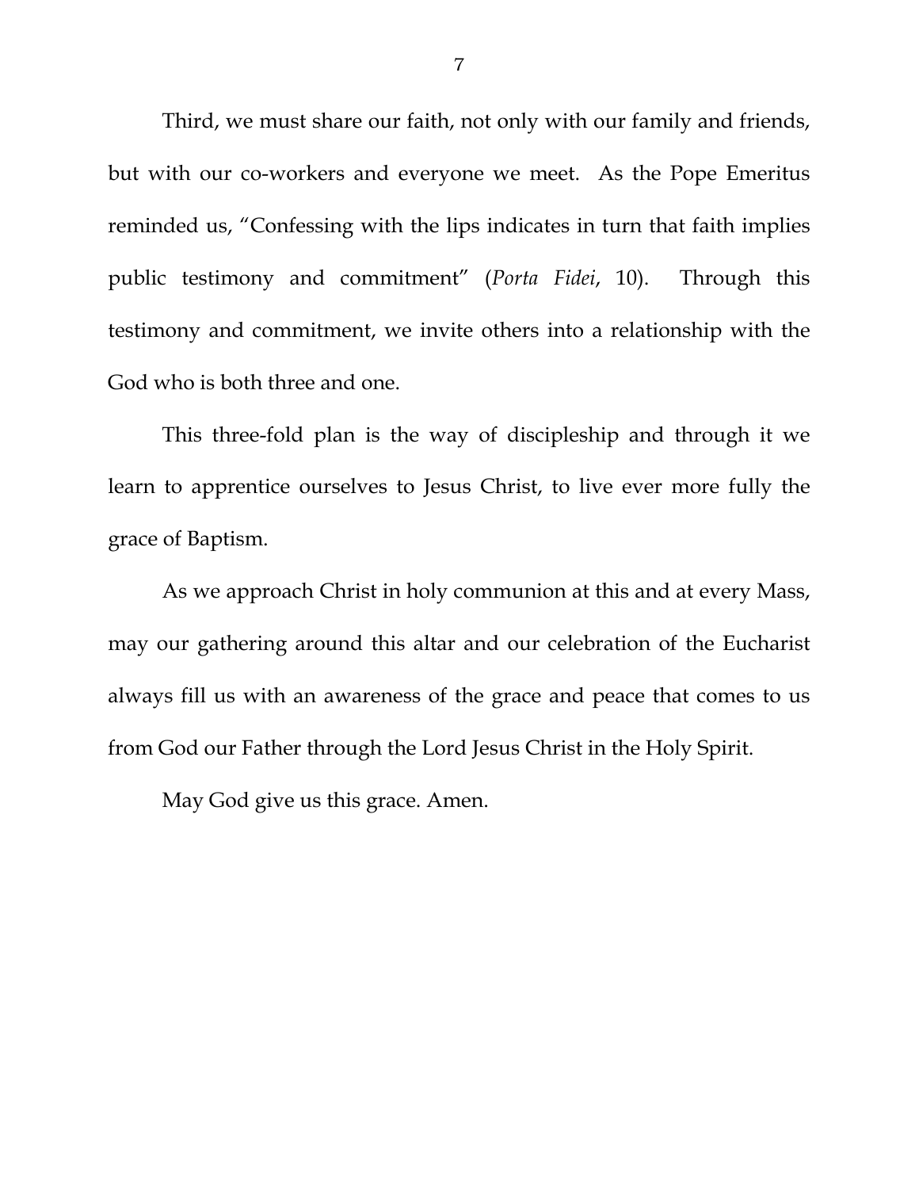Third, we must share our faith, not only with our family and friends, but with our co-workers and everyone we meet. As the Pope Emeritus reminded us, "Confessing with the lips indicates in turn that faith implies public testimony and commitment" (*Porta Fidei*, 10). Through this testimony and commitment, we invite others into a relationship with the God who is both three and one.

This three-fold plan is the way of discipleship and through it we learn to apprentice ourselves to Jesus Christ, to live ever more fully the grace of Baptism.

As we approach Christ in holy communion at this and at every Mass, may our gathering around this altar and our celebration of the Eucharist always fill us with an awareness of the grace and peace that comes to us from God our Father through the Lord Jesus Christ in the Holy Spirit.

May God give us this grace. Amen.